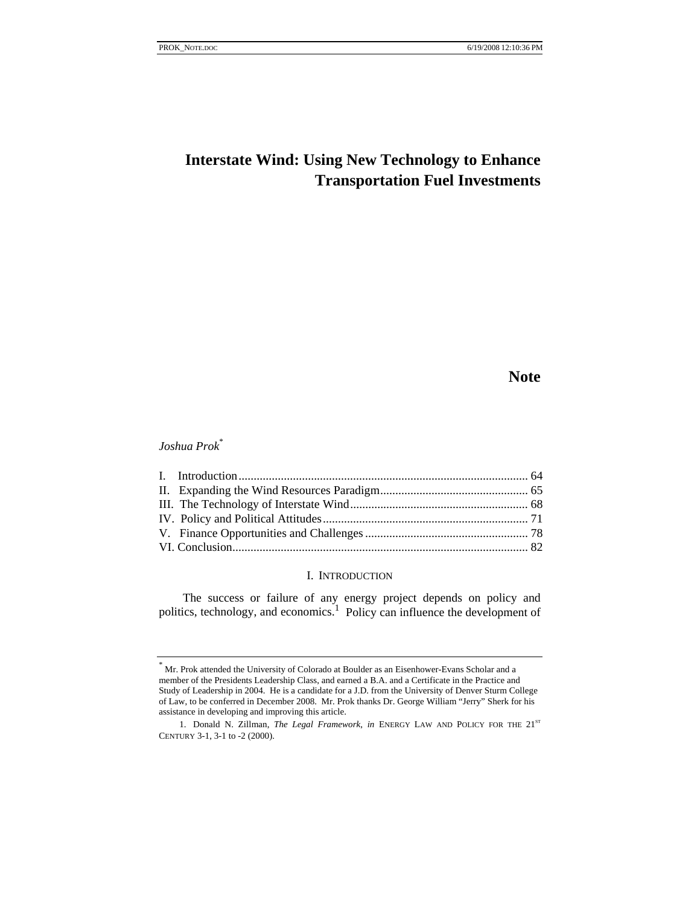# Interstate Wind: Using New Technology to Enhance Transportation Fuel Investments

## Note

*Joshua Prok*[*]

| | |
|---|---|
| I. Introduction | 64 |
| II. Expanding the Wind Resources Paradigm | 65 |
| III. The Technology of Interstate Wind | 68 |
| IV. Policy and Political Attitudes | 71 |
| V. Finance Opportunities and Challenges | 78 |
| VI. Conclusion | 82 |

### I. INTRODUCTION

The success or failure of any energy project depends on policy and politics, technology, and economics.[1] Policy can influence the development of

---

[*] Mr. Prok attended the University of Colorado at Boulder as an Eisenhower-Evans Scholar and a member of the Presidents Leadership Class, and earned a B.A. and a Certificate in the Practice and Study of Leadership in 2004. He is a candidate for a J.D. from the University of Denver Sturm College of Law, to be conferred in December 2008. Mr. Prok thanks Dr. George William "Jerry" Sherk for his assistance in developing and improving this article.

1. Donald N. Zillman, *The Legal Framework*, *in* ENERGY LAW AND POLICY FOR THE 21[ST] CENTURY 3-1, 3-1 to -2 (2000).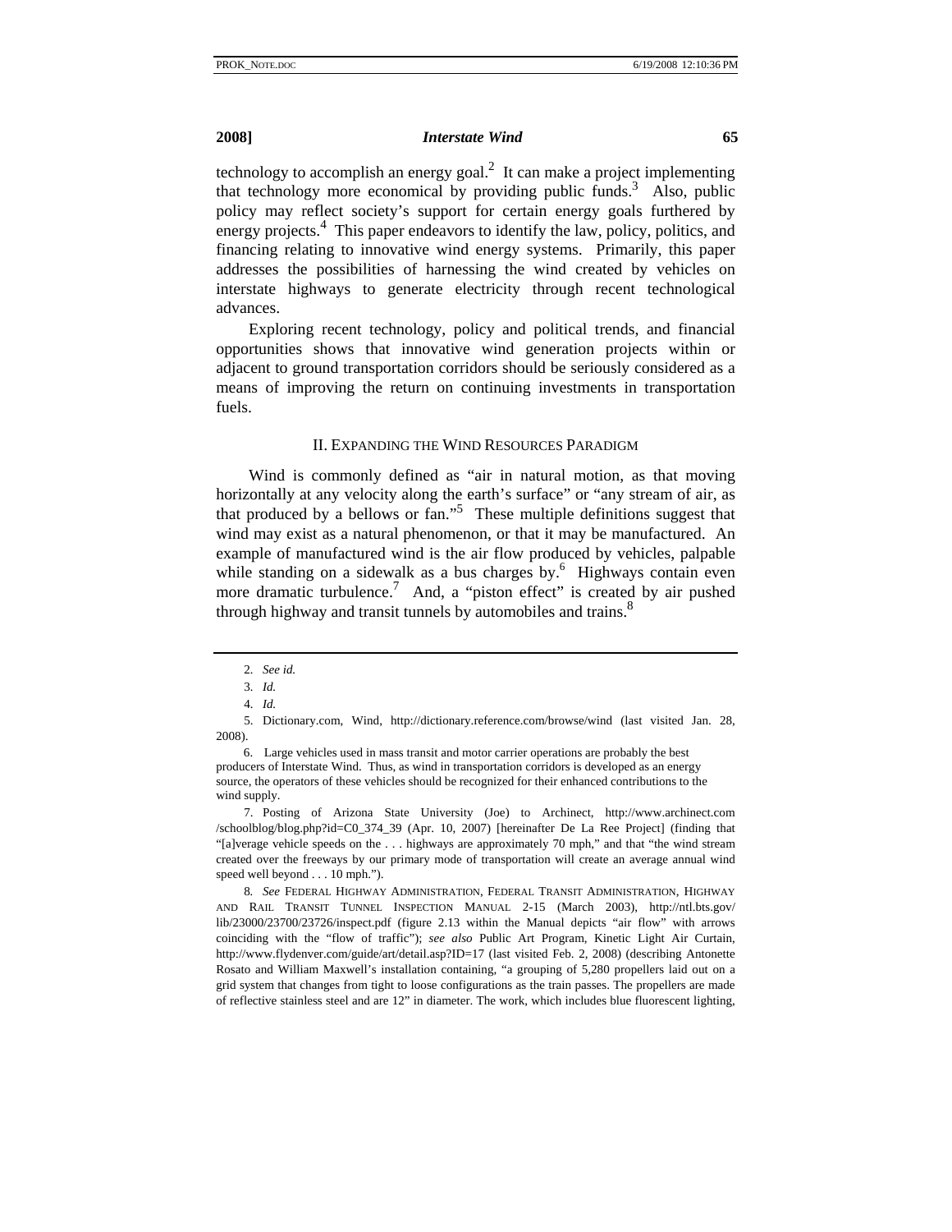technology to accomplish an energy goal.[2] It can make a project implementing that technology more economical by providing public funds.[3] Also, public policy may reflect society's support for certain energy goals furthered by energy projects.[4] This paper endeavors to identify the law, policy, politics, and financing relating to innovative wind energy systems. Primarily, this paper addresses the possibilities of harnessing the wind created by vehicles on interstate highways to generate electricity through recent technological advances.

Exploring recent technology, policy and political trends, and financial opportunities shows that innovative wind generation projects within or adjacent to ground transportation corridors should be seriously considered as a means of improving the return on continuing investments in transportation fuels.

## II. EXPANDING THE WIND RESOURCES PARADIGM

Wind is commonly defined as "air in natural motion, as that moving horizontally at any velocity along the earth's surface" or "any stream of air, as that produced by a bellows or fan."[5] These multiple definitions suggest that wind may exist as a natural phenomenon, or that it may be manufactured. An example of manufactured wind is the air flow produced by vehicles, palpable while standing on a sidewalk as a bus charges by.[6] Highways contain even more dramatic turbulence.[7] And, a "piston effect" is created by air pushed through highway and transit tunnels by automobiles and trains.[8]

---

2. *See id.*

3. *Id.*

4. *Id.*

5. Dictionary.com, Wind, http://dictionary.reference.com/browse/wind (last visited Jan. 28, 2008).

6. Large vehicles used in mass transit and motor carrier operations are probably the best producers of Interstate Wind. Thus, as wind in transportation corridors is developed as an energy source, the operators of these vehicles should be recognized for their enhanced contributions to the wind supply.

7. Posting of Arizona State University (Joe) to Archinect, http://www.archinect.com/schoolblog/blog.php?id=C0_374_39 (Apr. 10, 2007) [hereinafter De La Ree Project] (finding that "[a]verage vehicle speeds on the . . . highways are approximately 70 mph," and that "the wind stream created over the freeways by our primary mode of transportation will create an average annual wind speed well beyond . . . 10 mph.").

8. *See* FEDERAL HIGHWAY ADMINISTRATION, FEDERAL TRANSIT ADMINISTRATION, HIGHWAY AND RAIL TRANSIT TUNNEL INSPECTION MANUAL 2-15 (March 2003), http://ntl.bts.gov/lib/23000/23700/23726/inspect.pdf (figure 2.13 within the Manual depicts "air flow" with arrows coinciding with the "flow of traffic"); *see also* Public Art Program, Kinetic Light Air Curtain, http://www.flydenver.com/guide/art/detail.asp?ID=17 (last visited Feb. 2, 2008) (describing Antonette Rosato and William Maxwell's installation containing, "a grouping of 5,280 propellers laid out on a grid system that changes from tight to loose configurations as the train passes. The propellers are made of reflective stainless steel and are 12" in diameter. The work, which includes blue fluorescent lighting,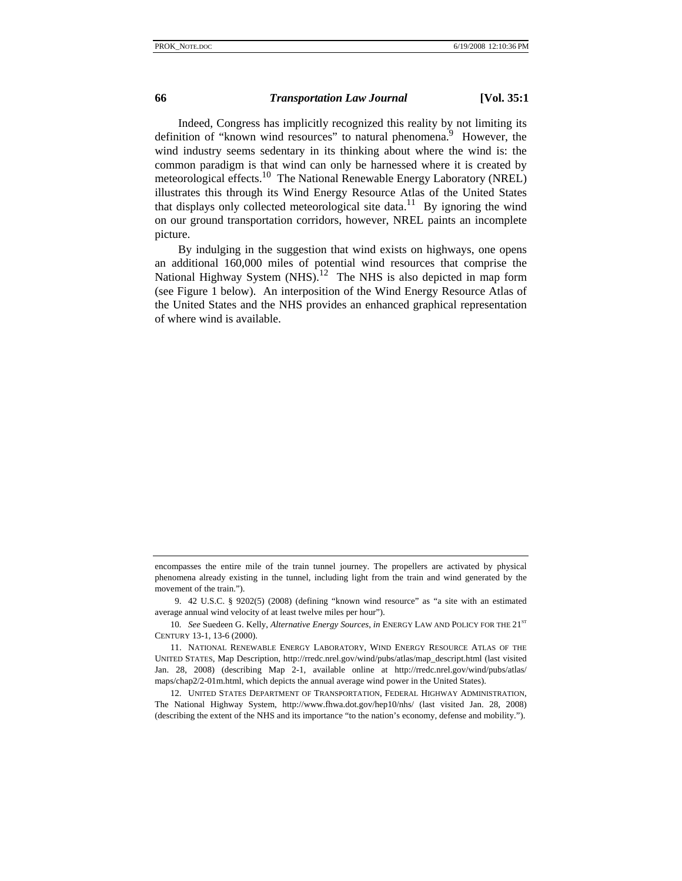Indeed, Congress has implicitly recognized this reality by not limiting its definition of "known wind resources" to natural phenomena.[9] However, the wind industry seems sedentary in its thinking about where the wind is: the common paradigm is that wind can only be harnessed where it is created by meteorological effects.[10] The National Renewable Energy Laboratory (NREL) illustrates this through its Wind Energy Resource Atlas of the United States that displays only collected meteorological site data.[11] By ignoring the wind on our ground transportation corridors, however, NREL paints an incomplete picture.

By indulging in the suggestion that wind exists on highways, one opens an additional 160,000 miles of potential wind resources that comprise the National Highway System (NHS).[12] The NHS is also depicted in map form (see Figure 1 below). An interposition of the Wind Energy Resource Atlas of the United States and the NHS provides an enhanced graphical representation of where wind is available.

---

encompasses the entire mile of the train tunnel journey. The propellers are activated by physical phenomena already existing in the tunnel, including light from the train and wind generated by the movement of the train.").

9. 42 U.S.C. § 9202(5) (2008) (defining "known wind resource" as "a site with an estimated average annual wind velocity of at least twelve miles per hour").

10. *See* Suedeen G. Kelly, *Alternative Energy Sources*, *in* ENERGY LAW AND POLICY FOR THE 21ST CENTURY 13-1, 13-6 (2000).

11. NATIONAL RENEWABLE ENERGY LABORATORY, WIND ENERGY RESOURCE ATLAS OF THE UNITED STATES, Map Description, http://rredc.nrel.gov/wind/pubs/atlas/map_descript.html (last visited Jan. 28, 2008) (describing Map 2-1, available online at http://rredc.nrel.gov/wind/pubs/atlas/maps/chap2/2-01m.html, which depicts the annual average wind power in the United States).

12. UNITED STATES DEPARTMENT OF TRANSPORTATION, FEDERAL HIGHWAY ADMINISTRATION, The National Highway System, http://www.fhwa.dot.gov/hep10/nhs/ (last visited Jan. 28, 2008) (describing the extent of the NHS and its importance "to the nation's economy, defense and mobility.").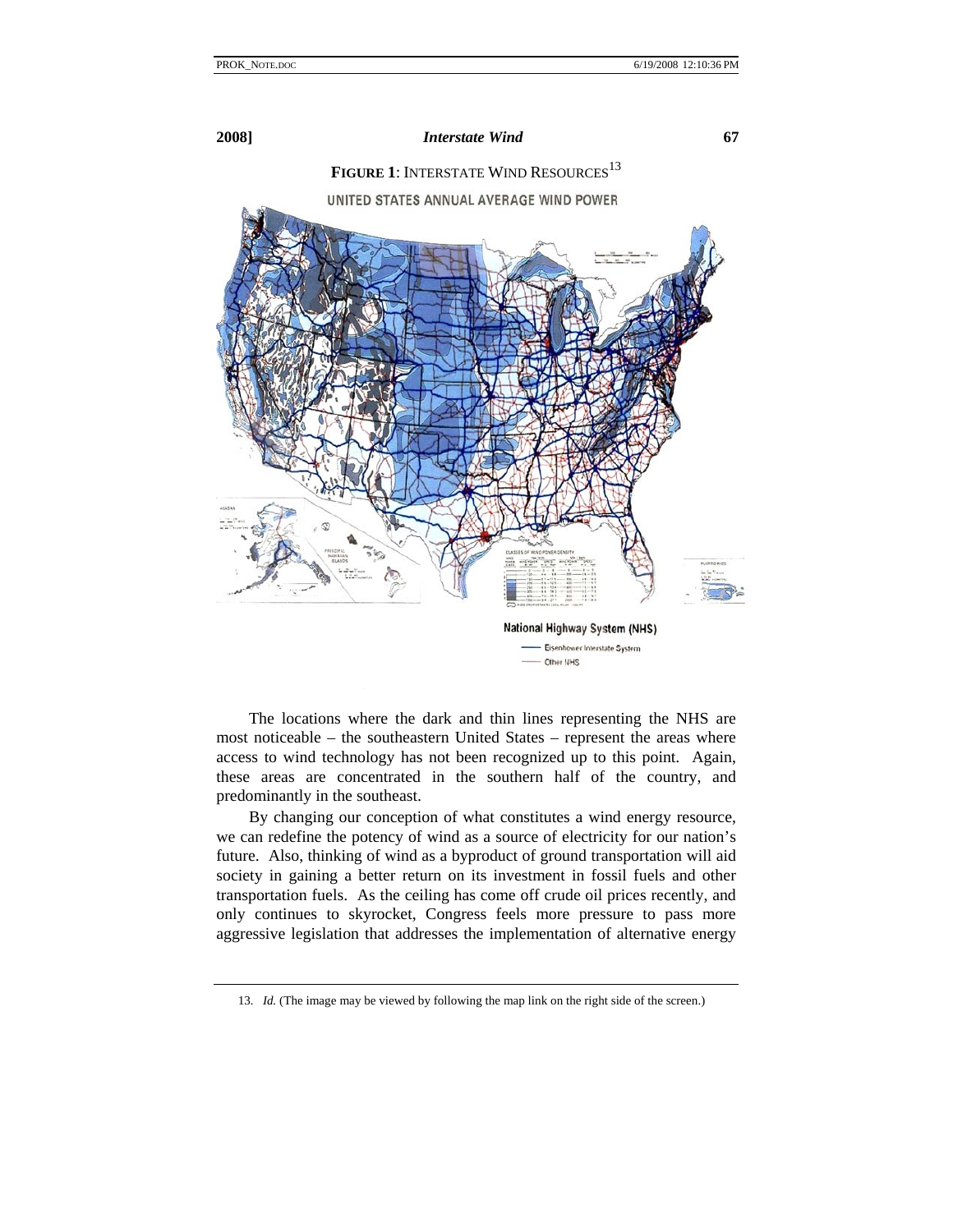**FIGURE 1**: INTERSTATE WIND RESOURCES[13]

UNITED STATES ANNUAL AVERAGE WIND POWER

National Highway System (NHS)

Eisenhower Interstate System

Other NHS

The locations where the dark and thin lines representing the NHS are most noticeable – the southeastern United States – represent the areas where access to wind technology has not been recognized up to this point. Again, these areas are concentrated in the southern half of the country, and predominantly in the southeast.

By changing our conception of what constitutes a wind energy resource, we can redefine the potency of wind as a source of electricity for our nation's future. Also, thinking of wind as a byproduct of ground transportation will aid society in gaining a better return on its investment in fossil fuels and other transportation fuels. As the ceiling has come off crude oil prices recently, and only continues to skyrocket, Congress feels more pressure to pass more aggressive legislation that addresses the implementation of alternative energy

---

13. *Id.* (The image may be viewed by following the map link on the right side of the screen.)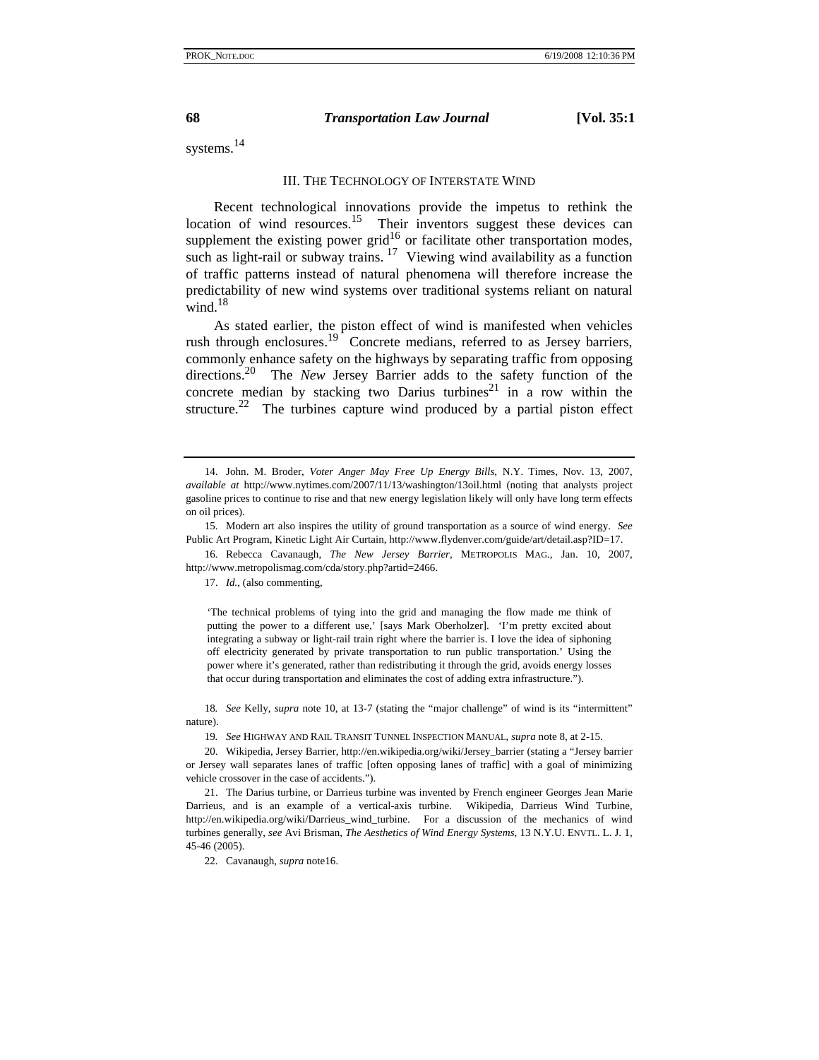systems.[14]

## III. THE TECHNOLOGY OF INTERSTATE WIND

Recent technological innovations provide the impetus to rethink the location of wind resources.[15] Their inventors suggest these devices can supplement the existing power grid[16] or facilitate other transportation modes, such as light-rail or subway trains.[17] Viewing wind availability as a function of traffic patterns instead of natural phenomena will therefore increase the predictability of new wind systems over traditional systems reliant on natural wind.[18]

As stated earlier, the piston effect of wind is manifested when vehicles rush through enclosures.[19] Concrete medians, referred to as Jersey barriers, commonly enhance safety on the highways by separating traffic from opposing directions.[20] The *New* Jersey Barrier adds to the safety function of the concrete median by stacking two Darius turbines[21] in a row within the structure.[22] The turbines capture wind produced by a partial piston effect

---

14. John. M. Broder, *Voter Anger May Free Up Energy Bills*, N.Y. Times, Nov. 13, 2007, *available at* http://www.nytimes.com/2007/11/13/washington/13oil.html (noting that analysts project gasoline prices to continue to rise and that new energy legislation likely will only have long term effects on oil prices).

15. Modern art also inspires the utility of ground transportation as a source of wind energy. *See* Public Art Program, Kinetic Light Air Curtain, http://www.flydenver.com/guide/art/detail.asp?ID=17.

16. Rebecca Cavanaugh, *The New Jersey Barrier*, METROPOLIS MAG., Jan. 10, 2007, http://www.metropolismag.com/cda/story.php?artid=2466.

17. *Id.*, (also commenting,

> 'The technical problems of tying into the grid and managing the flow made me think of putting the power to a different use,' [says Mark Oberholzer]. 'I'm pretty excited about integrating a subway or light-rail train right where the barrier is. I love the idea of siphoning off electricity generated by private transportation to run public transportation.' Using the power where it's generated, rather than redistributing it through the grid, avoids energy losses that occur during transportation and eliminates the cost of adding extra infrastructure.").

18. *See* Kelly, *supra* note 10, at 13-7 (stating the "major challenge" of wind is its "intermittent" nature).

19. *See* HIGHWAY AND RAIL TRANSIT TUNNEL INSPECTION MANUAL, *supra* note 8, at 2-15.

20. Wikipedia, Jersey Barrier, http://en.wikipedia.org/wiki/Jersey_barrier (stating a "Jersey barrier or Jersey wall separates lanes of traffic [often opposing lanes of traffic] with a goal of minimizing vehicle crossover in the case of accidents.").

21. The Darius turbine, or Darrieus turbine was invented by French engineer Georges Jean Marie Darrieus, and is an example of a vertical-axis turbine. Wikipedia, Darrieus Wind Turbine, http://en.wikipedia.org/wiki/Darrieus_wind_turbine. For a discussion of the mechanics of wind turbines generally, *see* Avi Brisman, *The Aesthetics of Wind Energy Systems*, 13 N.Y.U. ENVTL. L. J. 1, 45-46 (2005).

22. Cavanaugh, *supra* note16.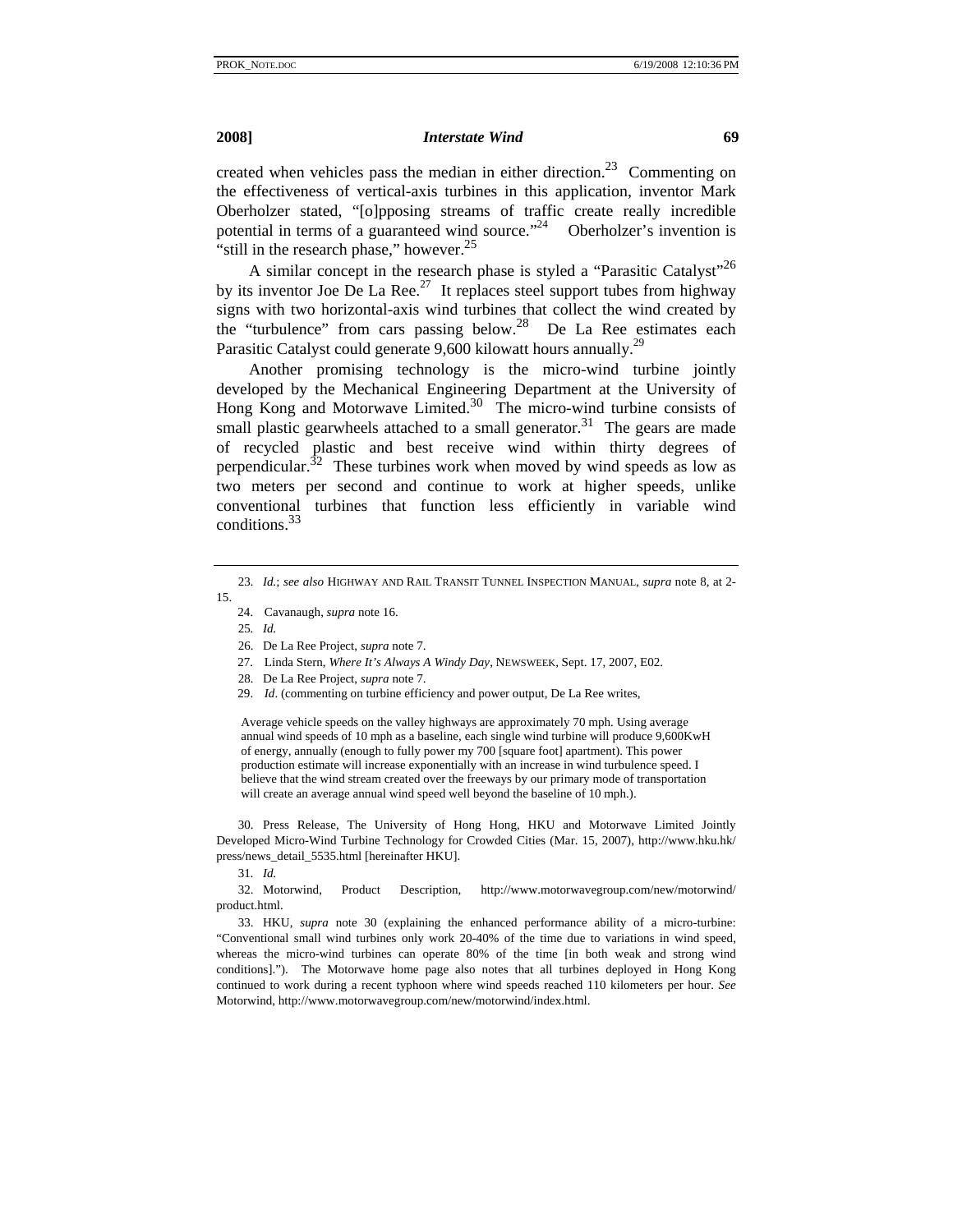created when vehicles pass the median in either direction.[23] Commenting on the effectiveness of vertical-axis turbines in this application, inventor Mark Oberholzer stated, "[o]pposing streams of traffic create really incredible potential in terms of a guaranteed wind source."[24] Oberholzer's invention is "still in the research phase," however.[25]

A similar concept in the research phase is styled a "Parasitic Catalyst"[26] by its inventor Joe De La Ree.[27] It replaces steel support tubes from highway signs with two horizontal-axis wind turbines that collect the wind created by the "turbulence" from cars passing below.[28] De La Ree estimates each Parasitic Catalyst could generate 9,600 kilowatt hours annually.[29]

Another promising technology is the micro-wind turbine jointly developed by the Mechanical Engineering Department at the University of Hong Kong and Motorwave Limited.[30] The micro-wind turbine consists of small plastic gearwheels attached to a small generator.[31] The gears are made of recycled plastic and best receive wind within thirty degrees of perpendicular.[32] These turbines work when moved by wind speeds as low as two meters per second and continue to work at higher speeds, unlike conventional turbines that function less efficiently in variable wind conditions.[33]

---

23. *Id.*; *see also* HIGHWAY AND RAIL TRANSIT TUNNEL INSPECTION MANUAL, *supra* note 8, at 2-15.

24. Cavanaugh, *supra* note 16.

25. *Id.*

26. De La Ree Project, *supra* note 7.

27. Linda Stern, *Where It's Always A Windy Day*, NEWSWEEK, Sept. 17, 2007, E02.

28. De La Ree Project, *supra* note 7.

29. *Id*. (commenting on turbine efficiency and power output, De La Ree writes,

> Average vehicle speeds on the valley highways are approximately 70 mph. Using average annual wind speeds of 10 mph as a baseline, each single wind turbine will produce 9,600KwH of energy, annually (enough to fully power my 700 [square foot] apartment). This power production estimate will increase exponentially with an increase in wind turbulence speed. I believe that the wind stream created over the freeways by our primary mode of transportation will create an average annual wind speed well beyond the baseline of 10 mph.).

30. Press Release, The University of Hong Hong, HKU and Motorwave Limited Jointly Developed Micro-Wind Turbine Technology for Crowded Cities (Mar. 15, 2007), http://www.hku.hk/press/news_detail_5535.html [hereinafter HKU].

31. *Id.*

32. Motorwind, Product Description, http://www.motorwavegroup.com/new/motorwind/product.html.

33. HKU, *supra* note 30 (explaining the enhanced performance ability of a micro-turbine: "Conventional small wind turbines only work 20-40% of the time due to variations in wind speed, whereas the micro-wind turbines can operate 80% of the time [in both weak and strong wind conditions]."). The Motorwave home page also notes that all turbines deployed in Hong Kong continued to work during a recent typhoon where wind speeds reached 110 kilometers per hour. *See* Motorwind, http://www.motorwavegroup.com/new/motorwind/index.html.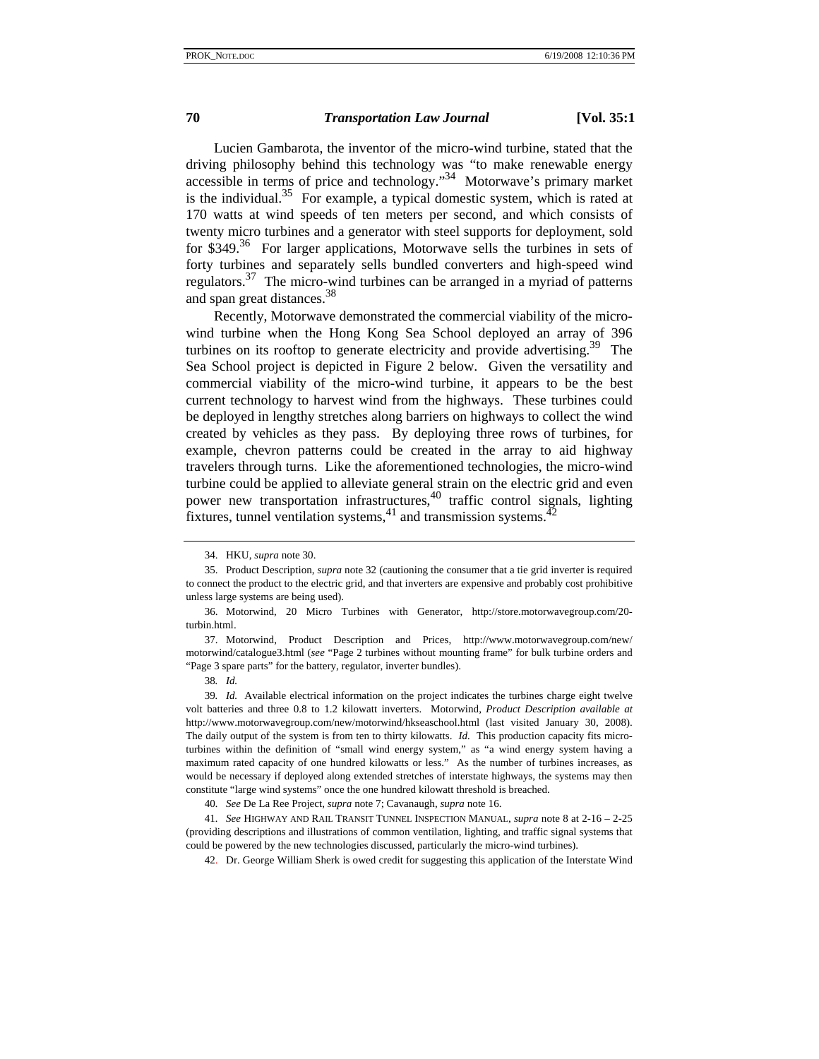Lucien Gambarota, the inventor of the micro-wind turbine, stated that the driving philosophy behind this technology was "to make renewable energy accessible in terms of price and technology."[34] Motorwave's primary market is the individual.[35] For example, a typical domestic system, which is rated at 170 watts at wind speeds of ten meters per second, and which consists of twenty micro turbines and a generator with steel supports for deployment, sold for $349.[36] For larger applications, Motorwave sells the turbines in sets of forty turbines and separately sells bundled converters and high-speed wind regulators.[37] The micro-wind turbines can be arranged in a myriad of patterns and span great distances.[38]

Recently, Motorwave demonstrated the commercial viability of the micro-wind turbine when the Hong Kong Sea School deployed an array of 396 turbines on its rooftop to generate electricity and provide advertising.[39] The Sea School project is depicted in Figure 2 below. Given the versatility and commercial viability of the micro-wind turbine, it appears to be the best current technology to harvest wind from the highways. These turbines could be deployed in lengthy stretches along barriers on highways to collect the wind created by vehicles as they pass. By deploying three rows of turbines, for example, chevron patterns could be created in the array to aid highway travelers through turns. Like the aforementioned technologies, the micro-wind turbine could be applied to alleviate general strain on the electric grid and even power new transportation infrastructures,[40] traffic control signals, lighting fixtures, tunnel ventilation systems,[41] and transmission systems.[42]

---

34. HKU, *supra* note 30.

35. Product Description, *supra* note 32 (cautioning the consumer that a tie grid inverter is required to connect the product to the electric grid, and that inverters are expensive and probably cost prohibitive unless large systems are being used).

36. Motorwind, 20 Micro Turbines with Generator, http://store.motorwavegroup.com/20-turbin.html.

37. Motorwind, Product Description and Prices, http://www.motorwavegroup.com/new/motorwind/catalogue3.html (*see* "Page 2 turbines without mounting frame" for bulk turbine orders and "Page 3 spare parts" for the battery, regulator, inverter bundles).

38. *Id.*

39. *Id.* Available electrical information on the project indicates the turbines charge eight twelve volt batteries and three 0.8 to 1.2 kilowatt inverters. Motorwind, *Product Description available at* http://www.motorwavegroup.com/new/motorwind/hkseaschool.html (last visited January 30, 2008). The daily output of the system is from ten to thirty kilowatts. *Id.* This production capacity fits micro-turbines within the definition of "small wind energy system," as "a wind energy system having a maximum rated capacity of one hundred kilowatts or less." As the number of turbines increases, as would be necessary if deployed along extended stretches of interstate highways, the systems may then constitute "large wind systems" once the one hundred kilowatt threshold is breached.

40. *See* De La Ree Project, *supra* note 7; Cavanaugh, *supra* note 16.

41. *See* HIGHWAY AND RAIL TRANSIT TUNNEL INSPECTION MANUAL, *supra* note 8 at 2-16 – 2-25 (providing descriptions and illustrations of common ventilation, lighting, and traffic signal systems that could be powered by the new technologies discussed, particularly the micro-wind turbines).

42. Dr. George William Sherk is owed credit for suggesting this application of the Interstate Wind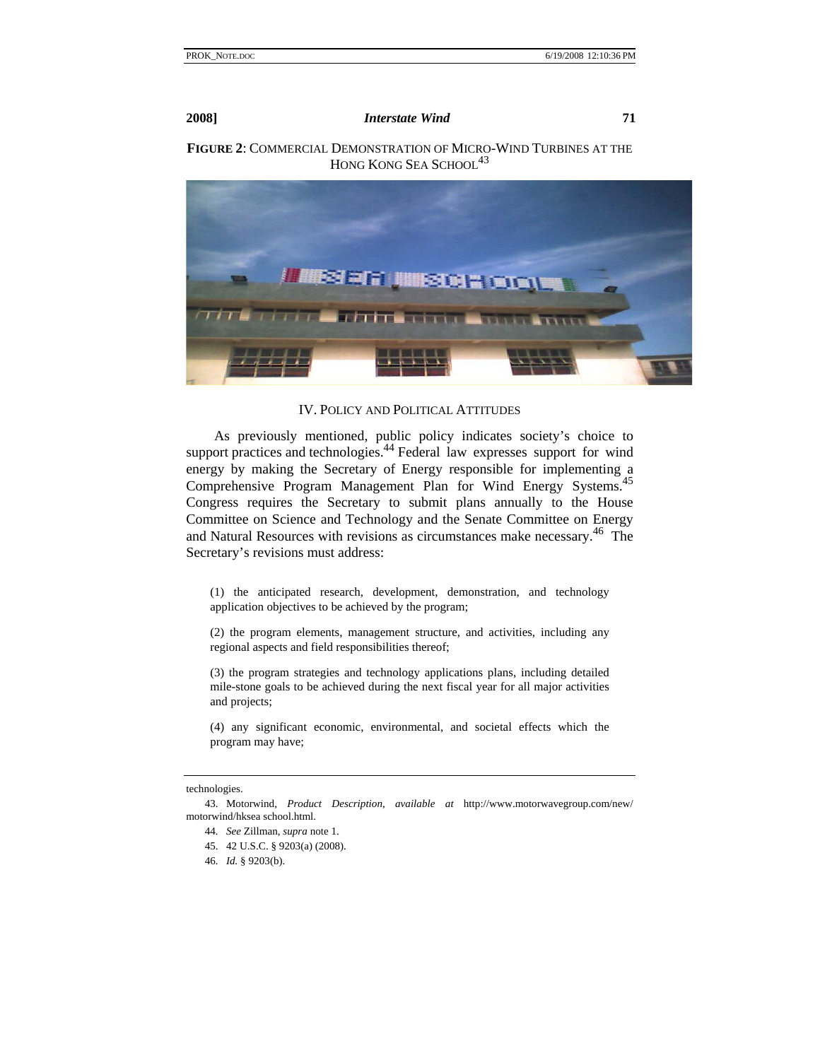**FIGURE 2**: COMMERCIAL DEMONSTRATION OF MICRO-WIND TURBINES AT THE HONG KONG SEA SCHOOL[43]

## IV. POLICY AND POLITICAL ATTITUDES

As previously mentioned, public policy indicates society's choice to support practices and technologies.[44] Federal law expresses support for wind energy by making the Secretary of Energy responsible for implementing a Comprehensive Program Management Plan for Wind Energy Systems.[45] Congress requires the Secretary to submit plans annually to the House Committee on Science and Technology and the Senate Committee on Energy and Natural Resources with revisions as circumstances make necessary.[46] The Secretary's revisions must address:

> (1) the anticipated research, development, demonstration, and technology application objectives to be achieved by the program;
>
> (2) the program elements, management structure, and activities, including any regional aspects and field responsibilities thereof;
>
> (3) the program strategies and technology applications plans, including detailed mile-stone goals to be achieved during the next fiscal year for all major activities and projects;
>
> (4) any significant economic, environmental, and societal effects which the program may have;

---

technologies.

43. Motorwind, *Product Description*, *available at* http://www.motorwavegroup.com/new/motorwind/hksea school.html.

44. *See* Zillman, *supra* note 1.

45. 42 U.S.C. § 9203(a) (2008).

46. *Id.* § 9203(b).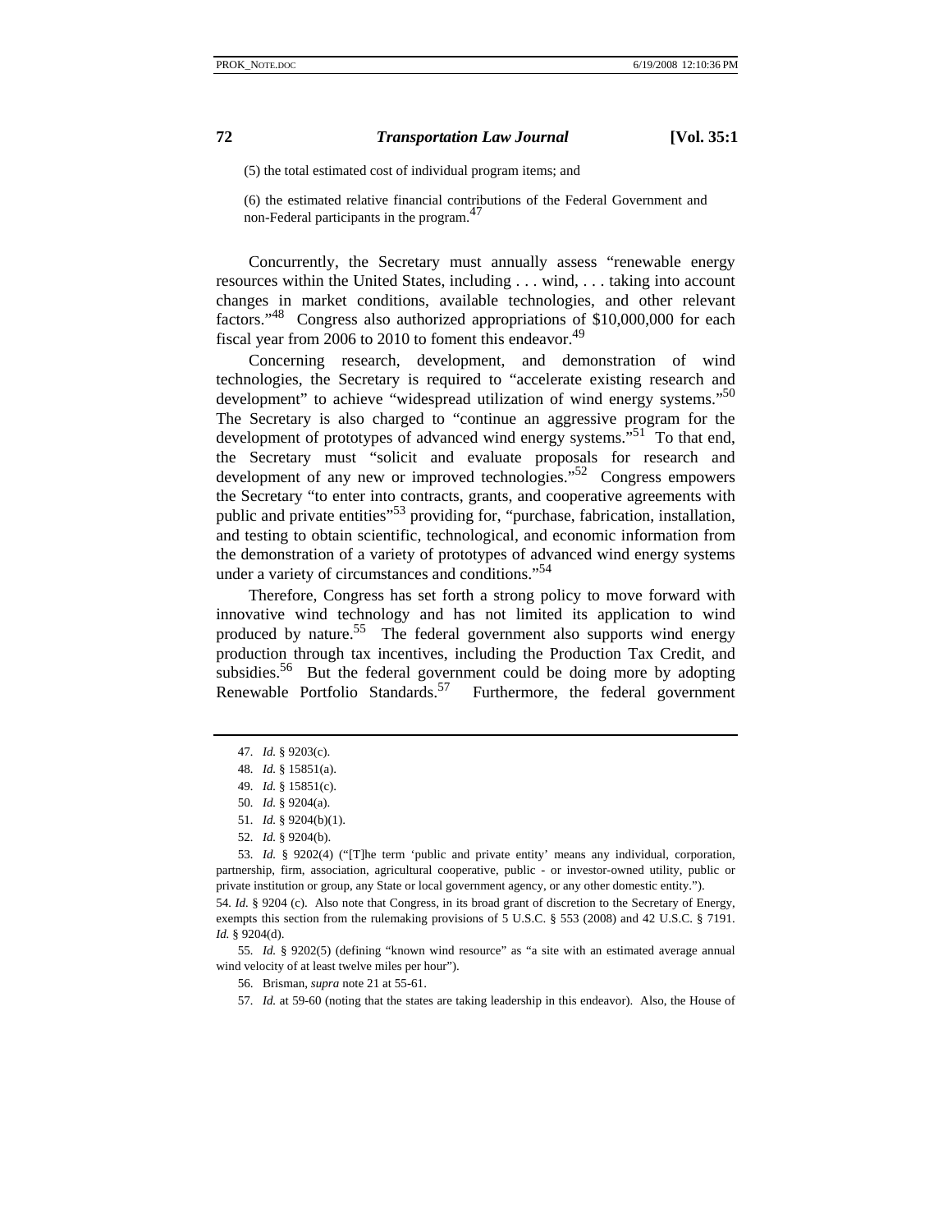(5) the total estimated cost of individual program items; and

(6) the estimated relative financial contributions of the Federal Government and non-Federal participants in the program.[47]

Concurrently, the Secretary must annually assess "renewable energy resources within the United States, including . . . wind, . . . taking into account changes in market conditions, available technologies, and other relevant factors."[48] Congress also authorized appropriations of $10,000,000 for each fiscal year from 2006 to 2010 to foment this endeavor.[49]

Concerning research, development, and demonstration of wind technologies, the Secretary is required to "accelerate existing research and development" to achieve "widespread utilization of wind energy systems."[50] The Secretary is also charged to "continue an aggressive program for the development of prototypes of advanced wind energy systems."[51] To that end, the Secretary must "solicit and evaluate proposals for research and development of any new or improved technologies."[52] Congress empowers the Secretary "to enter into contracts, grants, and cooperative agreements with public and private entities"[53] providing for, "purchase, fabrication, installation, and testing to obtain scientific, technological, and economic information from the demonstration of a variety of prototypes of advanced wind energy systems under a variety of circumstances and conditions."[54]

Therefore, Congress has set forth a strong policy to move forward with innovative wind technology and has not limited its application to wind produced by nature.[55] The federal government also supports wind energy production through tax incentives, including the Production Tax Credit, and subsidies.[56] But the federal government could be doing more by adopting Renewable Portfolio Standards.[57] Furthermore, the federal government

---

47. *Id.* § 9203(c).

48. *Id.* § 15851(a).

49. *Id.* § 15851(c).

50. *Id.* § 9204(a).

51. *Id.* § 9204(b)(1).

52. *Id.* § 9204(b).

53. *Id.* § 9202(4) ("[T]he term 'public and private entity' means any individual, corporation, partnership, firm, association, agricultural cooperative, public - or investor-owned utility, public or private institution or group, any State or local government agency, or any other domestic entity.").

54. *Id.* § 9204 (c). Also note that Congress, in its broad grant of discretion to the Secretary of Energy, exempts this section from the rulemaking provisions of 5 U.S.C. § 553 (2008) and 42 U.S.C. § 7191. *Id.* § 9204(d).

55. *Id.* § 9202(5) (defining "known wind resource" as "a site with an estimated average annual wind velocity of at least twelve miles per hour").

56. Brisman, *supra* note 21 at 55-61.

57. *Id.* at 59-60 (noting that the states are taking leadership in this endeavor). Also, the House of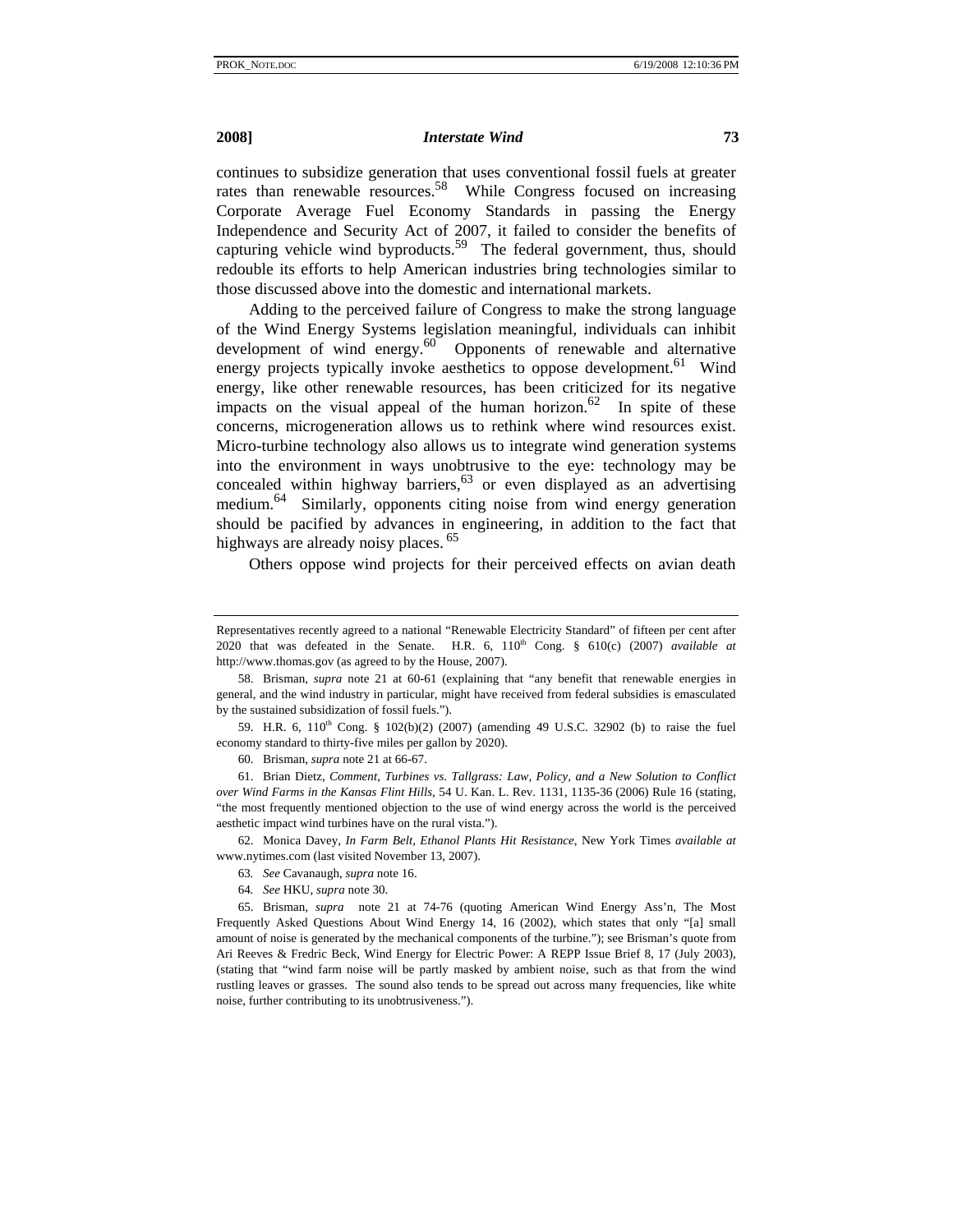continues to subsidize generation that uses conventional fossil fuels at greater rates than renewable resources.[58] While Congress focused on increasing Corporate Average Fuel Economy Standards in passing the Energy Independence and Security Act of 2007, it failed to consider the benefits of capturing vehicle wind byproducts.[59] The federal government, thus, should redouble its efforts to help American industries bring technologies similar to those discussed above into the domestic and international markets.

Adding to the perceived failure of Congress to make the strong language of the Wind Energy Systems legislation meaningful, individuals can inhibit development of wind energy.[60] Opponents of renewable and alternative energy projects typically invoke aesthetics to oppose development.[61] Wind energy, like other renewable resources, has been criticized for its negative impacts on the visual appeal of the human horizon.[62] In spite of these concerns, microgeneration allows us to rethink where wind resources exist. Micro-turbine technology also allows us to integrate wind generation systems into the environment in ways unobtrusive to the eye: technology may be concealed within highway barriers,[63] or even displayed as an advertising medium.[64] Similarly, opponents citing noise from wind energy generation should be pacified by advances in engineering, in addition to the fact that highways are already noisy places.[65]

Others oppose wind projects for their perceived effects on avian death

---

Representatives recently agreed to a national "Renewable Electricity Standard" of fifteen per cent after 2020 that was defeated in the Senate. H.R. 6, 110th Cong. § 610(c) (2007) *available at* http://www.thomas.gov (as agreed to by the House, 2007).

58. Brisman, *supra* note 21 at 60-61 (explaining that "any benefit that renewable energies in general, and the wind industry in particular, might have received from federal subsidies is emasculated by the sustained subsidization of fossil fuels.").

59. H.R. 6, 110th Cong. § 102(b)(2) (2007) (amending 49 U.S.C. 32902 (b) to raise the fuel economy standard to thirty-five miles per gallon by 2020).

60. Brisman, *supra* note 21 at 66-67.

61. Brian Dietz, *Comment, Turbines vs. Tallgrass: Law, Policy, and a New Solution to Conflict over Wind Farms in the Kansas Flint Hills*, 54 U. Kan. L. Rev. 1131, 1135-36 (2006) Rule 16 (stating, "the most frequently mentioned objection to the use of wind energy across the world is the perceived aesthetic impact wind turbines have on the rural vista.").

62. Monica Davey, *In Farm Belt, Ethanol Plants Hit Resistance*, New York Times *available at* www.nytimes.com (last visited November 13, 2007).

63. *See* Cavanaugh, *supra* note 16.

64. *See* HKU, *supra* note 30.

65. Brisman, *supra* note 21 at 74-76 (quoting American Wind Energy Ass'n, The Most Frequently Asked Questions About Wind Energy 14, 16 (2002), which states that only "[a] small amount of noise is generated by the mechanical components of the turbine."); see Brisman's quote from Ari Reeves & Fredric Beck, Wind Energy for Electric Power: A REPP Issue Brief 8, 17 (July 2003), (stating that "wind farm noise will be partly masked by ambient noise, such as that from the wind rustling leaves or grasses. The sound also tends to be spread out across many frequencies, like white noise, further contributing to its unobtrusiveness.").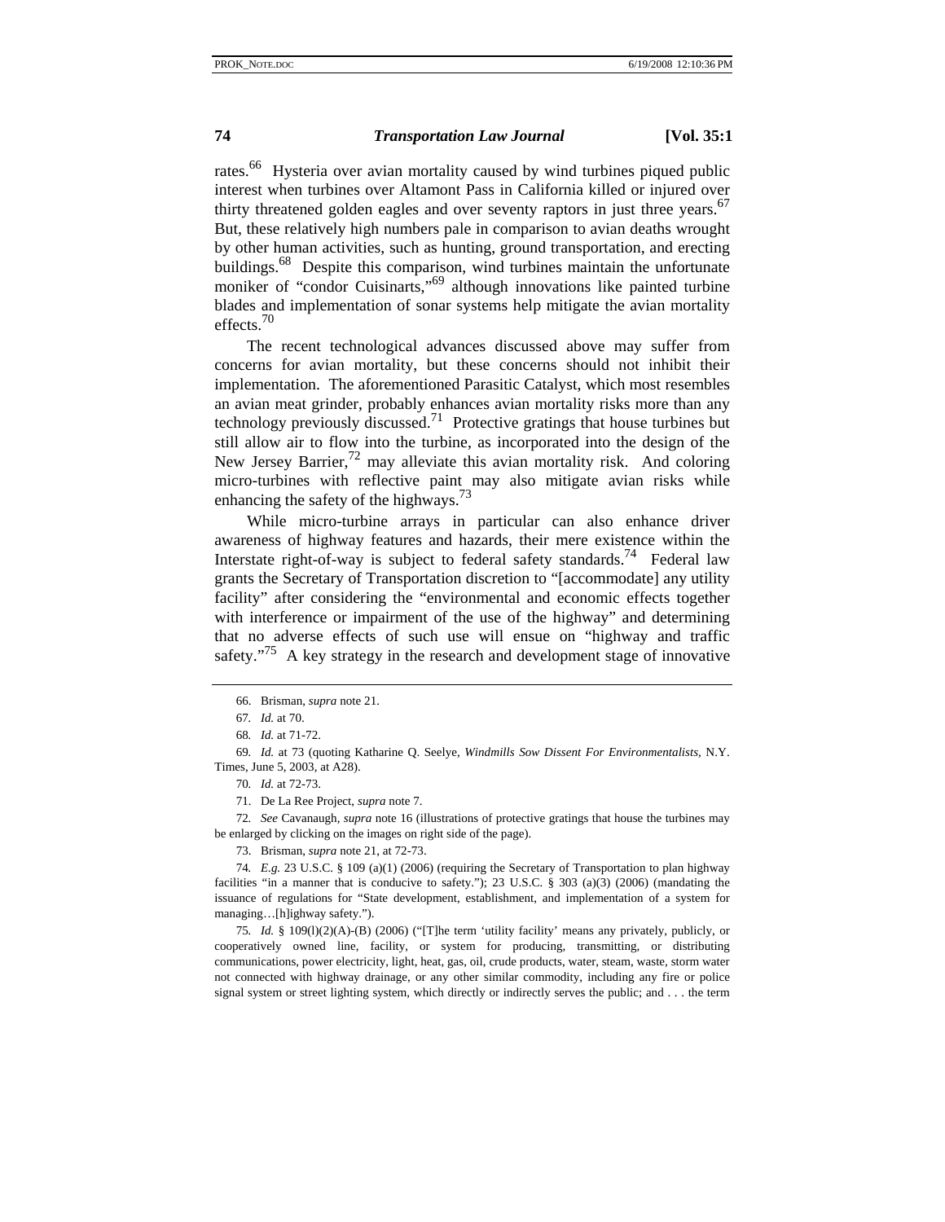rates.[66] Hysteria over avian mortality caused by wind turbines piqued public interest when turbines over Altamont Pass in California killed or injured over thirty threatened golden eagles and over seventy raptors in just three years.[67] But, these relatively high numbers pale in comparison to avian deaths wrought by other human activities, such as hunting, ground transportation, and erecting buildings.[68] Despite this comparison, wind turbines maintain the unfortunate moniker of "condor Cuisinarts,"[69] although innovations like painted turbine blades and implementation of sonar systems help mitigate the avian mortality effects.[70]

The recent technological advances discussed above may suffer from concerns for avian mortality, but these concerns should not inhibit their implementation. The aforementioned Parasitic Catalyst, which most resembles an avian meat grinder, probably enhances avian mortality risks more than any technology previously discussed.[71] Protective gratings that house turbines but still allow air to flow into the turbine, as incorporated into the design of the New Jersey Barrier,[72] may alleviate this avian mortality risk. And coloring micro-turbines with reflective paint may also mitigate avian risks while enhancing the safety of the highways.[73]

While micro-turbine arrays in particular can also enhance driver awareness of highway features and hazards, their mere existence within the Interstate right-of-way is subject to federal safety standards.[74] Federal law grants the Secretary of Transportation discretion to "[accommodate] any utility facility" after considering the "environmental and economic effects together with interference or impairment of the use of the highway" and determining that no adverse effects of such use will ensue on "highway and traffic safety."[75] A key strategy in the research and development stage of innovative

---

66. Brisman, *supra* note 21.

67. *Id.* at 70.

68. *Id.* at 71-72.

69. *Id.* at 73 (quoting Katharine Q. Seelye, *Windmills Sow Dissent For Environmentalists*, N.Y. Times, June 5, 2003, at A28).

70. *Id.* at 72-73.

71. De La Ree Project, *supra* note 7.

72. *See* Cavanaugh, *supra* note 16 (illustrations of protective gratings that house the turbines may be enlarged by clicking on the images on right side of the page).

73. Brisman, *supra* note 21, at 72-73.

74. *E.g.* 23 U.S.C. § 109 (a)(1) (2006) (requiring the Secretary of Transportation to plan highway facilities "in a manner that is conducive to safety."); 23 U.S.C. § 303 (a)(3) (2006) (mandating the issuance of regulations for "State development, establishment, and implementation of a system for managing…[h]ighway safety.").

75. *Id.* § 109(l)(2)(A)-(B) (2006) ("[T]he term 'utility facility' means any privately, publicly, or cooperatively owned line, facility, or system for producing, transmitting, or distributing communications, power electricity, light, heat, gas, oil, crude products, water, steam, waste, storm water not connected with highway drainage, or any other similar commodity, including any fire or police signal system or street lighting system, which directly or indirectly serves the public; and . . . the term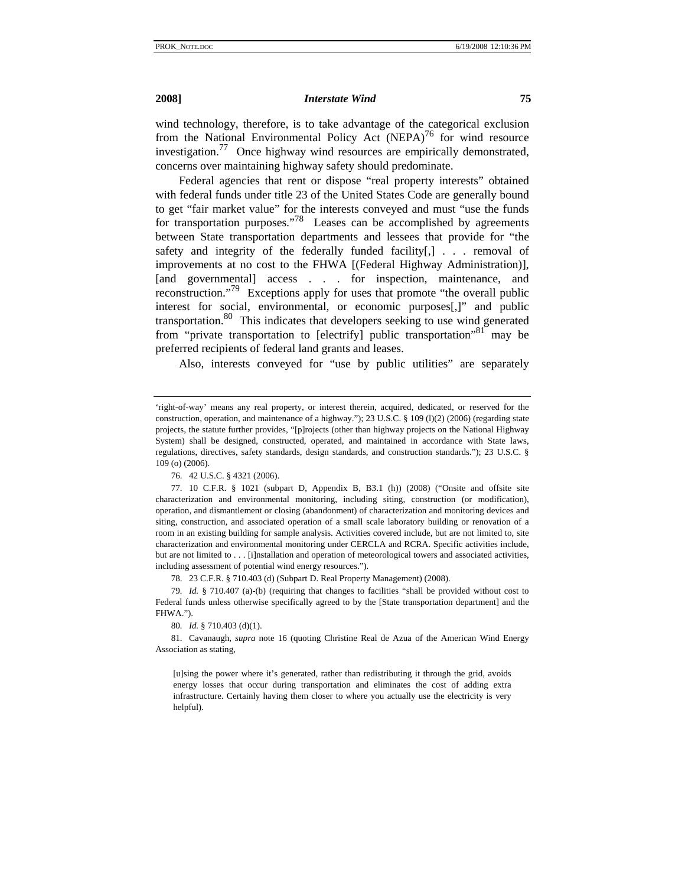wind technology, therefore, is to take advantage of the categorical exclusion from the National Environmental Policy Act (NEPA)[76] for wind resource investigation.[77] Once highway wind resources are empirically demonstrated, concerns over maintaining highway safety should predominate.

Federal agencies that rent or dispose "real property interests" obtained with federal funds under title 23 of the United States Code are generally bound to get "fair market value" for the interests conveyed and must "use the funds for transportation purposes."[78] Leases can be accomplished by agreements between State transportation departments and lessees that provide for "the safety and integrity of the federally funded facility[,] . . . removal of improvements at no cost to the FHWA [(Federal Highway Administration)], [and governmental] access . . . for inspection, maintenance, and reconstruction."[79] Exceptions apply for uses that promote "the overall public interest for social, environmental, or economic purposes[,]" and public transportation.[80] This indicates that developers seeking to use wind generated from "private transportation to [electrify] public transportation"[81] may be preferred recipients of federal land grants and leases.

Also, interests conveyed for "use by public utilities" are separately

---

'right-of-way' means any real property, or interest therein, acquired, dedicated, or reserved for the construction, operation, and maintenance of a highway."); 23 U.S.C. § 109 (l)(2) (2006) (regarding state projects, the statute further provides, "[p]rojects (other than highway projects on the National Highway System) shall be designed, constructed, operated, and maintained in accordance with State laws, regulations, directives, safety standards, design standards, and construction standards."); 23 U.S.C. § 109 (o) (2006).

76. 42 U.S.C. § 4321 (2006).

77. 10 C.F.R. § 1021 (subpart D, Appendix B, B3.1 (h)) (2008) ("Onsite and offsite site characterization and environmental monitoring, including siting, construction (or modification), operation, and dismantlement or closing (abandonment) of characterization and monitoring devices and siting, construction, and associated operation of a small scale laboratory building or renovation of a room in an existing building for sample analysis. Activities covered include, but are not limited to, site characterization and environmental monitoring under CERCLA and RCRA. Specific activities include, but are not limited to . . . [i]nstallation and operation of meteorological towers and associated activities, including assessment of potential wind energy resources.").

78. 23 C.F.R. § 710.403 (d) (Subpart D. Real Property Management) (2008).

79. *Id.* § 710.407 (a)-(b) (requiring that changes to facilities "shall be provided without cost to Federal funds unless otherwise specifically agreed to by the [State transportation department] and the FHWA.").

80. *Id.* § 710.403 (d)(1).

81. Cavanaugh, *supra* note 16 (quoting Christine Real de Azua of the American Wind Energy Association as stating,

> [u]sing the power where it's generated, rather than redistributing it through the grid, avoids energy losses that occur during transportation and eliminates the cost of adding extra infrastructure. Certainly having them closer to where you actually use the electricity is very helpful).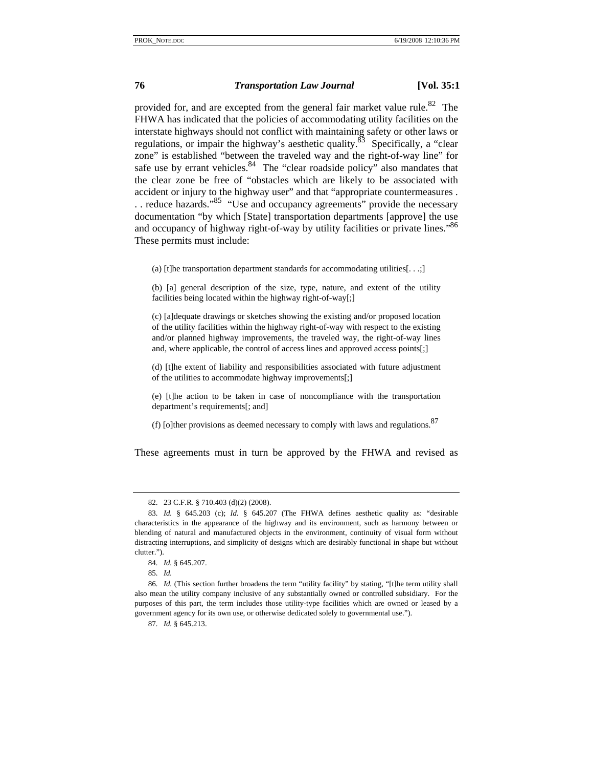provided for, and are excepted from the general fair market value rule.[82] The FHWA has indicated that the policies of accommodating utility facilities on the interstate highways should not conflict with maintaining safety or other laws or regulations, or impair the highway's aesthetic quality.[83] Specifically, a "clear zone" is established "between the traveled way and the right-of-way line" for safe use by errant vehicles.[84] The "clear roadside policy" also mandates that the clear zone be free of "obstacles which are likely to be associated with accident or injury to the highway user" and that "appropriate countermeasures . . . reduce hazards."[85] "Use and occupancy agreements" provide the necessary documentation "by which [State] transportation departments [approve] the use and occupancy of highway right-of-way by utility facilities or private lines."[86] These permits must include:

> (a) [t]he transportation department standards for accommodating utilities[. . .;]
>
> (b) [a] general description of the size, type, nature, and extent of the utility facilities being located within the highway right-of-way[;]
>
> (c) [a]dequate drawings or sketches showing the existing and/or proposed location of the utility facilities within the highway right-of-way with respect to the existing and/or planned highway improvements, the traveled way, the right-of-way lines and, where applicable, the control of access lines and approved access points[;]
>
> (d) [t]he extent of liability and responsibilities associated with future adjustment of the utilities to accommodate highway improvements[;]
>
> (e) [t]he action to be taken in case of noncompliance with the transportation department's requirements[; and]
>
> (f) [o]ther provisions as deemed necessary to comply with laws and regulations.[87]

These agreements must in turn be approved by the FHWA and revised as

---

82. 23 C.F.R. § 710.403 (d)(2) (2008).

83. *Id.* § 645.203 (c); *Id.* § 645.207 (The FHWA defines aesthetic quality as: "desirable characteristics in the appearance of the highway and its environment, such as harmony between or blending of natural and manufactured objects in the environment, continuity of visual form without distracting interruptions, and simplicity of designs which are desirably functional in shape but without clutter.").

84. *Id.* § 645.207.

85. *Id.*

86. *Id.* (This section further broadens the term "utility facility" by stating, "[t]he term utility shall also mean the utility company inclusive of any substantially owned or controlled subsidiary. For the purposes of this part, the term includes those utility-type facilities which are owned or leased by a government agency for its own use, or otherwise dedicated solely to governmental use.").

87. *Id.* § 645.213.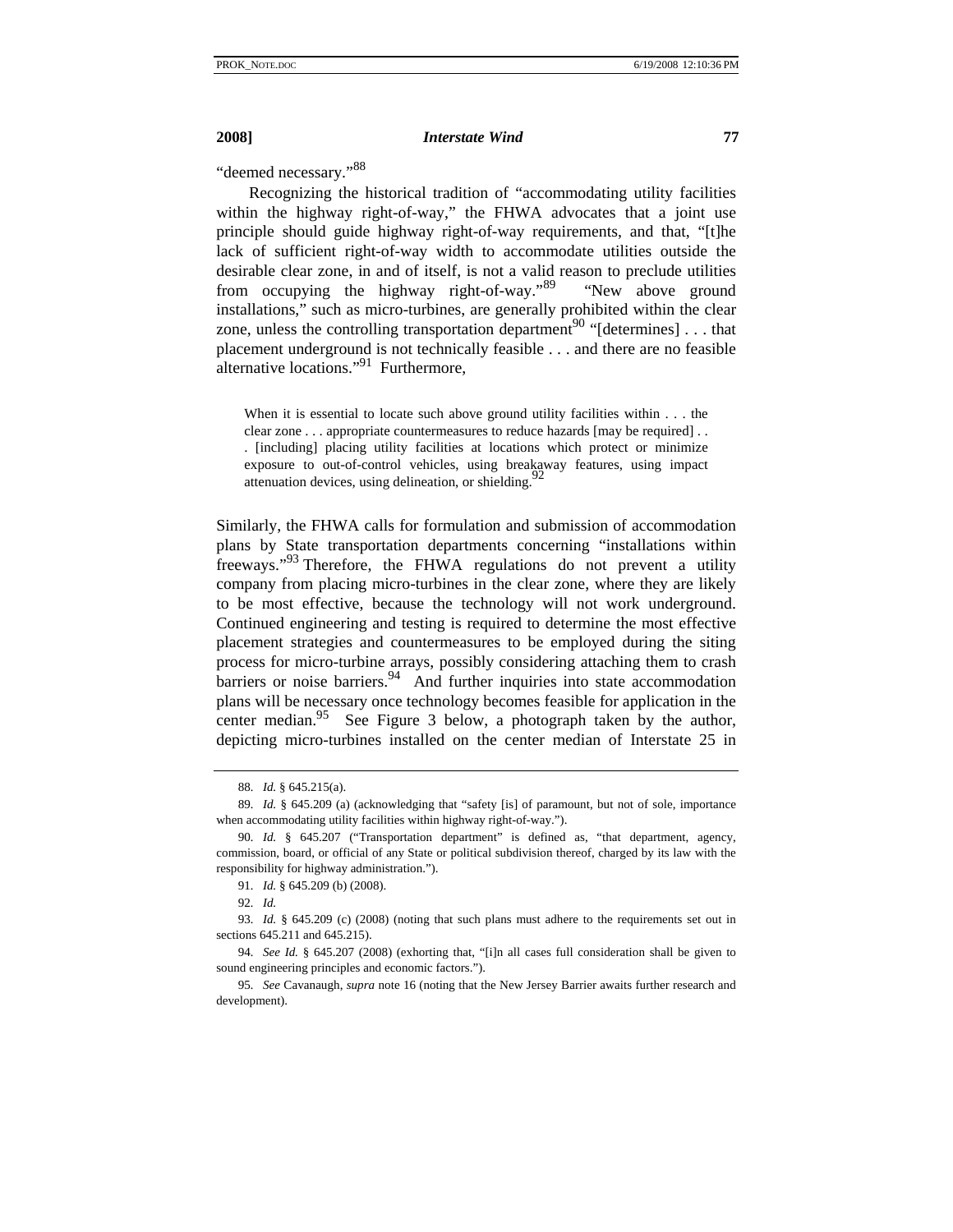"deemed necessary."[88]

Recognizing the historical tradition of "accommodating utility facilities within the highway right-of-way," the FHWA advocates that a joint use principle should guide highway right-of-way requirements, and that, "[t]he lack of sufficient right-of-way width to accommodate utilities outside the desirable clear zone, in and of itself, is not a valid reason to preclude utilities from occupying the highway right-of-way."[89] "New above ground installations," such as micro-turbines, are generally prohibited within the clear zone, unless the controlling transportation department[90] "[determines] . . . that placement underground is not technically feasible . . . and there are no feasible alternative locations."[91] Furthermore,

> When it is essential to locate such above ground utility facilities within . . . the clear zone . . . appropriate countermeasures to reduce hazards [may be required] . . . [including] placing utility facilities at locations which protect or minimize exposure to out-of-control vehicles, using breakaway features, using impact attenuation devices, using delineation, or shielding.[92]

Similarly, the FHWA calls for formulation and submission of accommodation plans by State transportation departments concerning "installations within freeways."[93] Therefore, the FHWA regulations do not prevent a utility company from placing micro-turbines in the clear zone, where they are likely to be most effective, because the technology will not work underground. Continued engineering and testing is required to determine the most effective placement strategies and countermeasures to be employed during the siting process for micro-turbine arrays, possibly considering attaching them to crash barriers or noise barriers.[94] And further inquiries into state accommodation plans will be necessary once technology becomes feasible for application in the center median.[95] See Figure 3 below, a photograph taken by the author, depicting micro-turbines installed on the center median of Interstate 25 in

---

88. *Id.* § 645.215(a).

89. *Id.* § 645.209 (a) (acknowledging that "safety [is] of paramount, but not of sole, importance when accommodating utility facilities within highway right-of-way.").

90. *Id.* § 645.207 ("Transportation department" is defined as, "that department, agency, commission, board, or official of any State or political subdivision thereof, charged by its law with the responsibility for highway administration.").

91. *Id.* § 645.209 (b) (2008).

92. *Id.*

93. *Id.* § 645.209 (c) (2008) (noting that such plans must adhere to the requirements set out in sections 645.211 and 645.215).

94. *See Id.* § 645.207 (2008) (exhorting that, "[i]n all cases full consideration shall be given to sound engineering principles and economic factors.").

95. *See* Cavanaugh, *supra* note 16 (noting that the New Jersey Barrier awaits further research and development).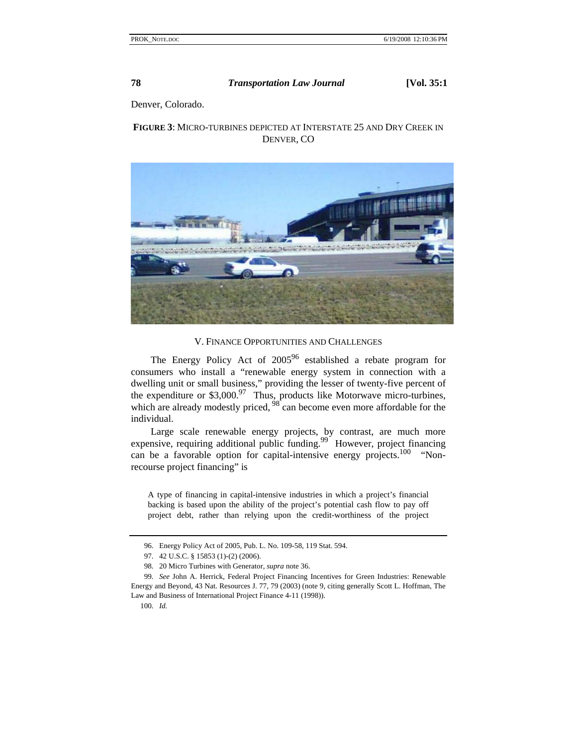Denver, Colorado.

**FIGURE 3**: MICRO-TURBINES DEPICTED AT INTERSTATE 25 AND DRY CREEK IN DENVER, CO

## V. FINANCE OPPORTUNITIES AND CHALLENGES

The Energy Policy Act of 2005[96] established a rebate program for consumers who install a "renewable energy system in connection with a dwelling unit or small business," providing the lesser of twenty-five percent of the expenditure or $3,000.[97] Thus, products like Motorwave micro-turbines, which are already modestly priced, [98] can become even more affordable for the individual.

Large scale renewable energy projects, by contrast, are much more expensive, requiring additional public funding.[99] However, project financing can be a favorable option for capital-intensive energy projects.[100] "Non-recourse project financing" is

> A type of financing in capital-intensive industries in which a project's financial backing is based upon the ability of the project's potential cash flow to pay off project debt, rather than relying upon the credit-worthiness of the project

---

96. Energy Policy Act of 2005, Pub. L. No. 109-58, 119 Stat. 594.

97. 42 U.S.C. § 15853 (1)-(2) (2006).

98. 20 Micro Turbines with Generator, *supra* note 36.

99. *See* John A. Herrick, Federal Project Financing Incentives for Green Industries: Renewable Energy and Beyond, 43 Nat. Resources J. 77, 79 (2003) (note 9, citing generally Scott L. Hoffman, The Law and Business of International Project Finance 4-11 (1998)).

100. *Id.*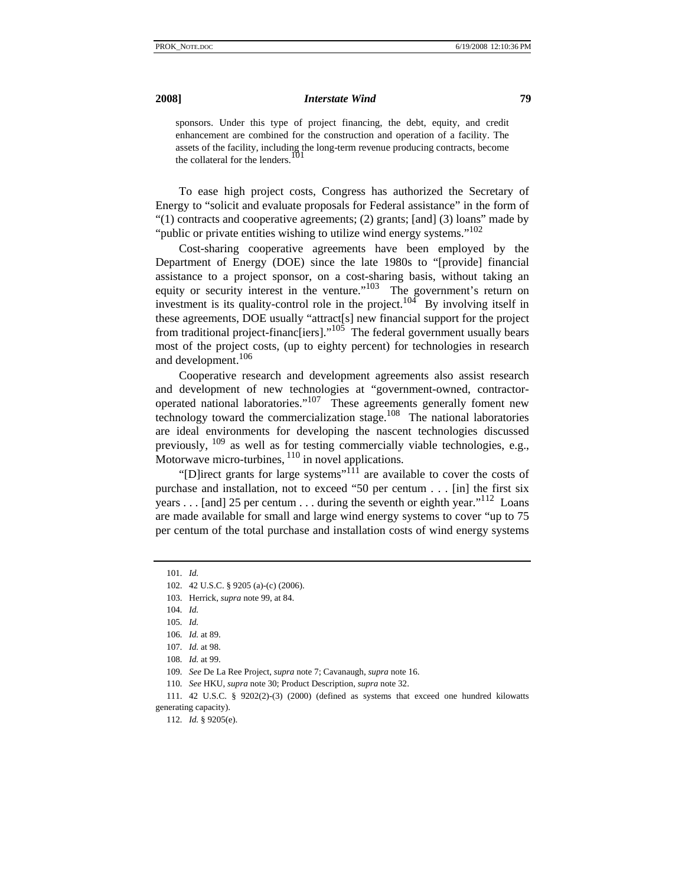> sponsors. Under this type of project financing, the debt, equity, and credit enhancement are combined for the construction and operation of a facility. The assets of the facility, including the long-term revenue producing contracts, become the collateral for the lenders.[101]

To ease high project costs, Congress has authorized the Secretary of Energy to "solicit and evaluate proposals for Federal assistance" in the form of "(1) contracts and cooperative agreements; (2) grants; [and] (3) loans" made by "public or private entities wishing to utilize wind energy systems."[102]

Cost-sharing cooperative agreements have been employed by the Department of Energy (DOE) since the late 1980s to "[provide] financial assistance to a project sponsor, on a cost-sharing basis, without taking an equity or security interest in the venture."[103] The government's return on investment is its quality-control role in the project.[104] By involving itself in these agreements, DOE usually "attract[s] new financial support for the project from traditional project-financ[iers]."[105] The federal government usually bears most of the project costs, (up to eighty percent) for technologies in research and development.[106]

Cooperative research and development agreements also assist research and development of new technologies at "government-owned, contractor-operated national laboratories."[107] These agreements generally foment new technology toward the commercialization stage.[108] The national laboratories are ideal environments for developing the nascent technologies discussed previously,[109] as well as for testing commercially viable technologies, e.g., Motorwave micro-turbines,[110] in novel applications.

"[D]irect grants for large systems"[111] are available to cover the costs of purchase and installation, not to exceed "50 per centum . . . [in] the first six years . . . [and] 25 per centum . . . during the seventh or eighth year."[112] Loans are made available for small and large wind energy systems to cover "up to 75 per centum of the total purchase and installation costs of wind energy systems

---

101. *Id.*

102. 42 U.S.C. § 9205 (a)-(c) (2006).

103. Herrick, *supra* note 99, at 84.

104. *Id.*

105. *Id.*

106. *Id.* at 89.

107. *Id.* at 98.

108. *Id.* at 99.

109. *See* De La Ree Project, *supra* note 7; Cavanaugh, *supra* note 16.

110. *See* HKU, *supra* note 30; Product Description, *supra* note 32.

111. 42 U.S.C. § 9202(2)-(3) (2000) (defined as systems that exceed one hundred kilowatts generating capacity).

112. *Id.* § 9205(e).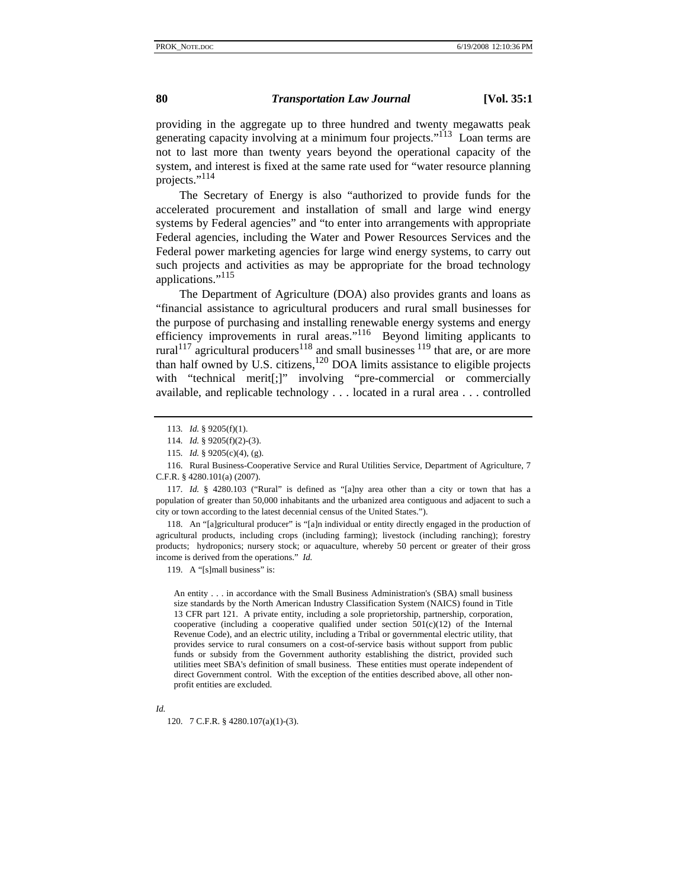providing in the aggregate up to three hundred and twenty megawatts peak generating capacity involving at a minimum four projects."[113] Loan terms are not to last more than twenty years beyond the operational capacity of the system, and interest is fixed at the same rate used for "water resource planning projects."[114]

The Secretary of Energy is also "authorized to provide funds for the accelerated procurement and installation of small and large wind energy systems by Federal agencies" and "to enter into arrangements with appropriate Federal agencies, including the Water and Power Resources Services and the Federal power marketing agencies for large wind energy systems, to carry out such projects and activities as may be appropriate for the broad technology applications."[115]

The Department of Agriculture (DOA) also provides grants and loans as "financial assistance to agricultural producers and rural small businesses for the purpose of purchasing and installing renewable energy systems and energy efficiency improvements in rural areas."[116] Beyond limiting applicants to rural[117] agricultural producers[118] and small businesses [119] that are, or are more than half owned by U.S. citizens,[120] DOA limits assistance to eligible projects with "technical merit[;]" involving "pre-commercial or commercially available, and replicable technology . . . located in a rural area . . . controlled

---

113. *Id.* § 9205(f)(1).

114. *Id.* § 9205(f)(2)-(3).

115. *Id.* § 9205(c)(4), (g).

116. Rural Business-Cooperative Service and Rural Utilities Service, Department of Agriculture, 7 C.F.R. § 4280.101(a) (2007).

117. *Id.* § 4280.103 ("Rural" is defined as "[a]ny area other than a city or town that has a population of greater than 50,000 inhabitants and the urbanized area contiguous and adjacent to such a city or town according to the latest decennial census of the United States.").

118. An "[a]gricultural producer" is "[a]n individual or entity directly engaged in the production of agricultural products, including crops (including farming); livestock (including ranching); forestry products; hydroponics; nursery stock; or aquaculture, whereby 50 percent or greater of their gross income is derived from the operations." *Id.*

119. A "[s]mall business" is:

> An entity . . . in accordance with the Small Business Administration's (SBA) small business size standards by the North American Industry Classification System (NAICS) found in Title 13 CFR part 121. A private entity, including a sole proprietorship, partnership, corporation, cooperative (including a cooperative qualified under section 501(c)(12) of the Internal Revenue Code), and an electric utility, including a Tribal or governmental electric utility, that provides service to rural consumers on a cost-of-service basis without support from public funds or subsidy from the Government authority establishing the district, provided such utilities meet SBA's definition of small business. These entities must operate independent of direct Government control. With the exception of the entities described above, all other non-profit entities are excluded.

*Id.*

120. 7 C.F.R. § 4280.107(a)(1)-(3).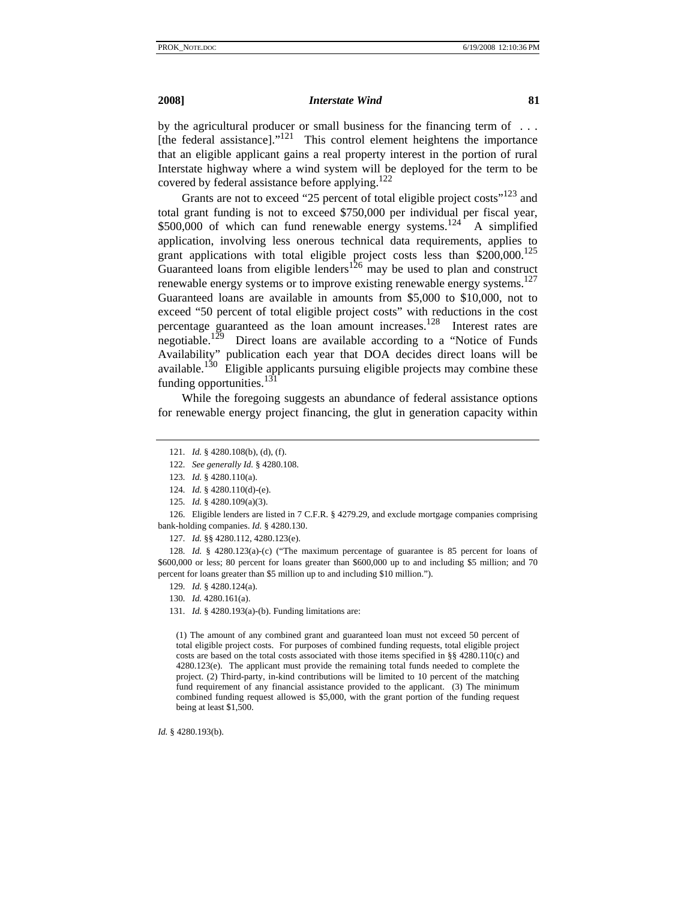by the agricultural producer or small business for the financing term of . . . [the federal assistance]."[121] This control element heightens the importance that an eligible applicant gains a real property interest in the portion of rural Interstate highway where a wind system will be deployed for the term to be covered by federal assistance before applying.[122]

Grants are not to exceed "25 percent of total eligible project costs"[123] and total grant funding is not to exceed $750,000 per individual per fiscal year, $500,000 of which can fund renewable energy systems.[124] A simplified application, involving less onerous technical data requirements, applies to grant applications with total eligible project costs less than $200,000.[125] Guaranteed loans from eligible lenders[126] may be used to plan and construct renewable energy systems or to improve existing renewable energy systems.[127] Guaranteed loans are available in amounts from $5,000 to $10,000, not to exceed "50 percent of total eligible project costs" with reductions in the cost percentage guaranteed as the loan amount increases.[128] Interest rates are negotiable.[129] Direct loans are available according to a "Notice of Funds Availability" publication each year that DOA decides direct loans will be available.[130] Eligible applicants pursuing eligible projects may combine these funding opportunities.[131]

While the foregoing suggests an abundance of federal assistance options for renewable energy project financing, the glut in generation capacity within

---

121. *Id.* § 4280.108(b), (d), (f).

122. *See generally Id.* § 4280.108.

123. *Id.* § 4280.110(a).

124. *Id.* § 4280.110(d)-(e).

125. *Id.* § 4280.109(a)(3).

126. Eligible lenders are listed in 7 C.F.R. § 4279.29, and exclude mortgage companies comprising bank-holding companies. *Id.* § 4280.130.

127. *Id.* §§ 4280.112, 4280.123(e).

128. *Id.* § 4280.123(a)-(c) ("The maximum percentage of guarantee is 85 percent for loans of $600,000 or less; 80 percent for loans greater than $600,000 up to and including $5 million; and 70 percent for loans greater than $5 million up to and including $10 million.").

129. *Id.* § 4280.124(a).

130. *Id.* 4280.161(a).

131. *Id.* § 4280.193(a)-(b). Funding limitations are:

> (1) The amount of any combined grant and guaranteed loan must not exceed 50 percent of total eligible project costs. For purposes of combined funding requests, total eligible project costs are based on the total costs associated with those items specified in §§ 4280.110(c) and 4280.123(e). The applicant must provide the remaining total funds needed to complete the project. (2) Third-party, in-kind contributions will be limited to 10 percent of the matching fund requirement of any financial assistance provided to the applicant. (3) The minimum combined funding request allowed is $5,000, with the grant portion of the funding request being at least $1,500.

*Id.* § 4280.193(b).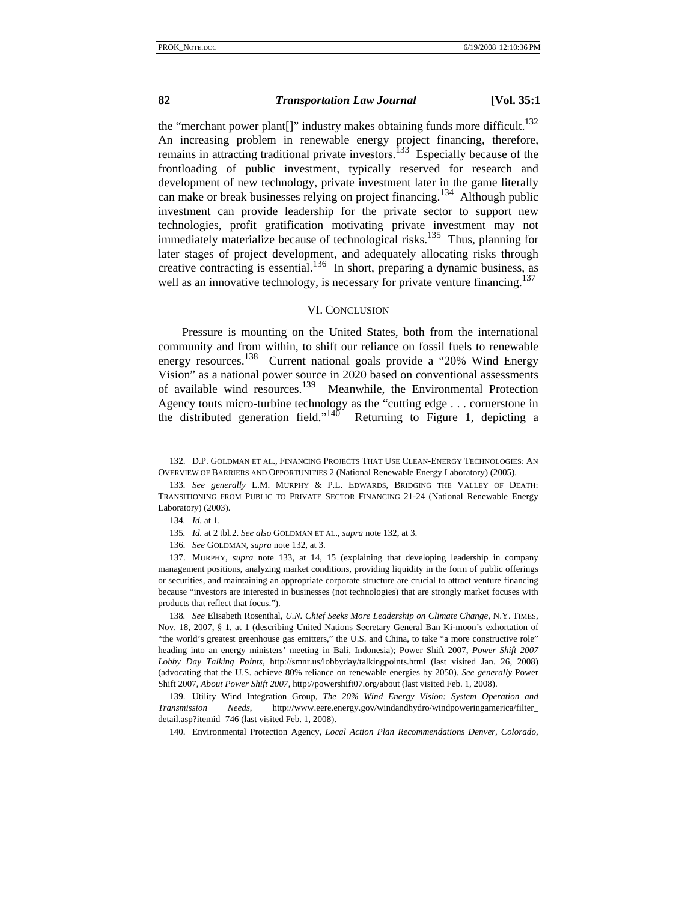the "merchant power plant[]" industry makes obtaining funds more difficult.[132] An increasing problem in renewable energy project financing, therefore, remains in attracting traditional private investors.[133] Especially because of the frontloading of public investment, typically reserved for research and development of new technology, private investment later in the game literally can make or break businesses relying on project financing.[134] Although public investment can provide leadership for the private sector to support new technologies, profit gratification motivating private investment may not immediately materialize because of technological risks.[135] Thus, planning for later stages of project development, and adequately allocating risks through creative contracting is essential.[136] In short, preparing a dynamic business, as well as an innovative technology, is necessary for private venture financing.[137]

## VI. CONCLUSION

Pressure is mounting on the United States, both from the international community and from within, to shift our reliance on fossil fuels to renewable energy resources.[138] Current national goals provide a "20% Wind Energy Vision" as a national power source in 2020 based on conventional assessments of available wind resources.[139] Meanwhile, the Environmental Protection Agency touts micro-turbine technology as the "cutting edge . . . cornerstone in the distributed generation field."[140] Returning to Figure 1, depicting a

---

132. D.P. GOLDMAN ET AL., FINANCING PROJECTS THAT USE CLEAN-ENERGY TECHNOLOGIES: AN OVERVIEW OF BARRIERS AND OPPORTUNITIES 2 (National Renewable Energy Laboratory) (2005).

133. *See generally* L.M. MURPHY & P.L. EDWARDS, BRIDGING THE VALLEY OF DEATH: TRANSITIONING FROM PUBLIC TO PRIVATE SECTOR FINANCING 21-24 (National Renewable Energy Laboratory) (2003).

134. *Id.* at 1.

135. *Id.* at 2 tbl.2. *See also* GOLDMAN ET AL., *supra* note 132, at 3.

136. *See* GOLDMAN, *supra* note 132, at 3.

137. MURPHY, *supra* note 133, at 14, 15 (explaining that developing leadership in company management positions, analyzing market conditions, providing liquidity in the form of public offerings or securities, and maintaining an appropriate corporate structure are crucial to attract venture financing because "investors are interested in businesses (not technologies) that are strongly market focuses with products that reflect that focus.").

138. *See* Elisabeth Rosenthal, *U.N. Chief Seeks More Leadership on Climate Change*, N.Y. TIMES, Nov. 18, 2007, § 1, at 1 (describing United Nations Secretary General Ban Ki-moon's exhortation of "the world's greatest greenhouse gas emitters," the U.S. and China, to take "a more constructive role" heading into an energy ministers' meeting in Bali, Indonesia); Power Shift 2007, *Power Shift 2007 Lobby Day Talking Points*, http://smnr.us/lobbyday/talkingpoints.html (last visited Jan. 26, 2008) (advocating that the U.S. achieve 80% reliance on renewable energies by 2050). *See generally* Power Shift 2007, *About Power Shift 2007*, http://powershift07.org/about (last visited Feb. 1, 2008).

139. Utility Wind Integration Group, *The 20% Wind Energy Vision: System Operation and Transmission Needs*, http://www.eere.energy.gov/windandhydro/windpoweringamerica/filter_detail.asp?itemid=746 (last visited Feb. 1, 2008).

140. Environmental Protection Agency, *Local Action Plan Recommendations Denver, Colorado*,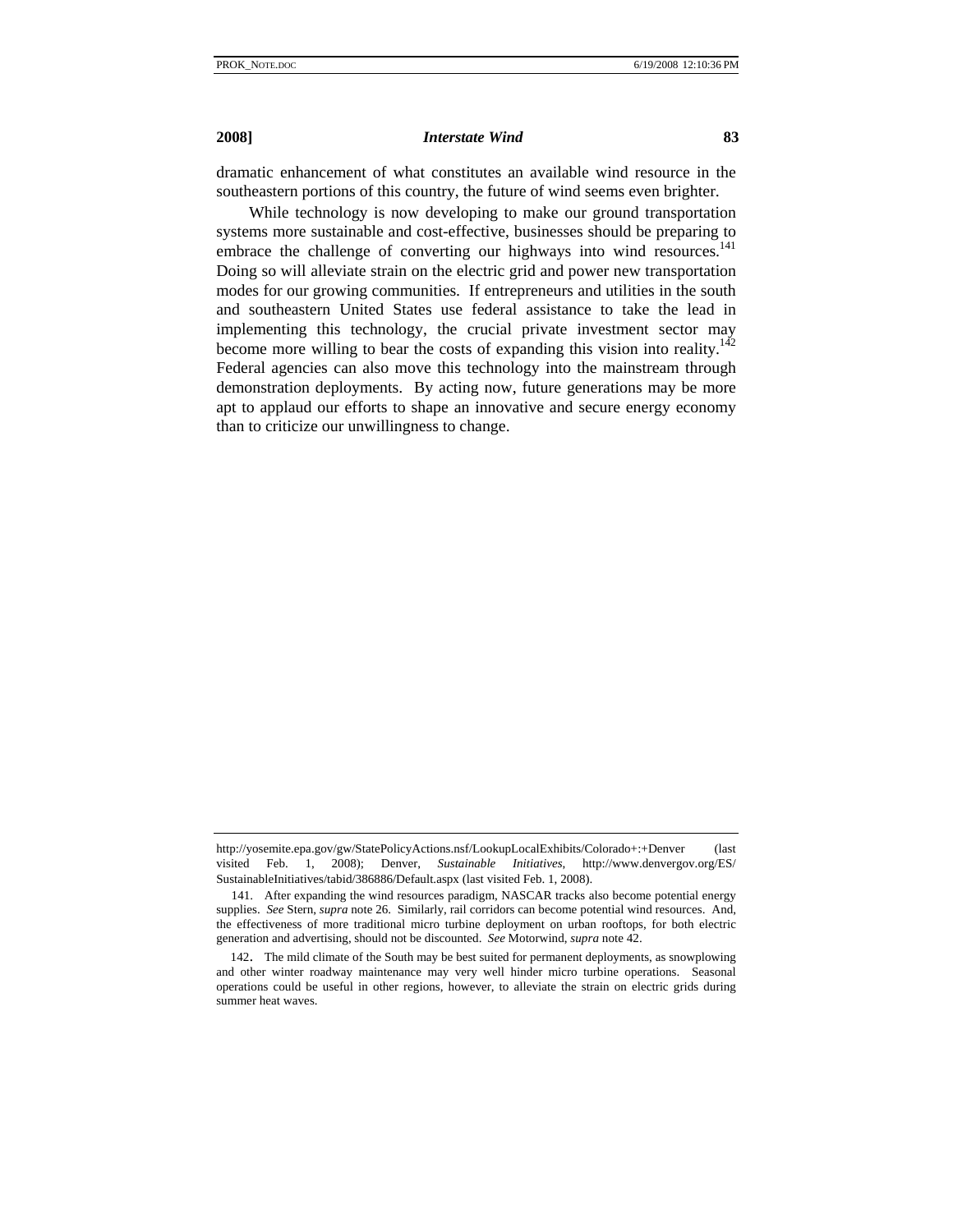dramatic enhancement of what constitutes an available wind resource in the southeastern portions of this country, the future of wind seems even brighter.

While technology is now developing to make our ground transportation systems more sustainable and cost-effective, businesses should be preparing to embrace the challenge of converting our highways into wind resources.[141] Doing so will alleviate strain on the electric grid and power new transportation modes for our growing communities. If entrepreneurs and utilities in the south and southeastern United States use federal assistance to take the lead in implementing this technology, the crucial private investment sector may become more willing to bear the costs of expanding this vision into reality.[142] Federal agencies can also move this technology into the mainstream through demonstration deployments. By acting now, future generations may be more apt to applaud our efforts to shape an innovative and secure energy economy than to criticize our unwillingness to change.

---

http://yosemite.epa.gov/gw/StatePolicyActions.nsf/LookupLocalExhibits/Colorado+:+Denver (last visited Feb. 1, 2008); Denver, *Sustainable Initiatives*, http://www.denvergov.org/ES/SustainableInitiatives/tabid/386886/Default.aspx (last visited Feb. 1, 2008).

141. After expanding the wind resources paradigm, NASCAR tracks also become potential energy supplies. *See* Stern, *supra* note 26. Similarly, rail corridors can become potential wind resources. And, the effectiveness of more traditional micro turbine deployment on urban rooftops, for both electric generation and advertising, should not be discounted. *See* Motorwind, *supra* note 42.

142. The mild climate of the South may be best suited for permanent deployments, as snowplowing and other winter roadway maintenance may very well hinder micro turbine operations. Seasonal operations could be useful in other regions, however, to alleviate the strain on electric grids during summer heat waves.